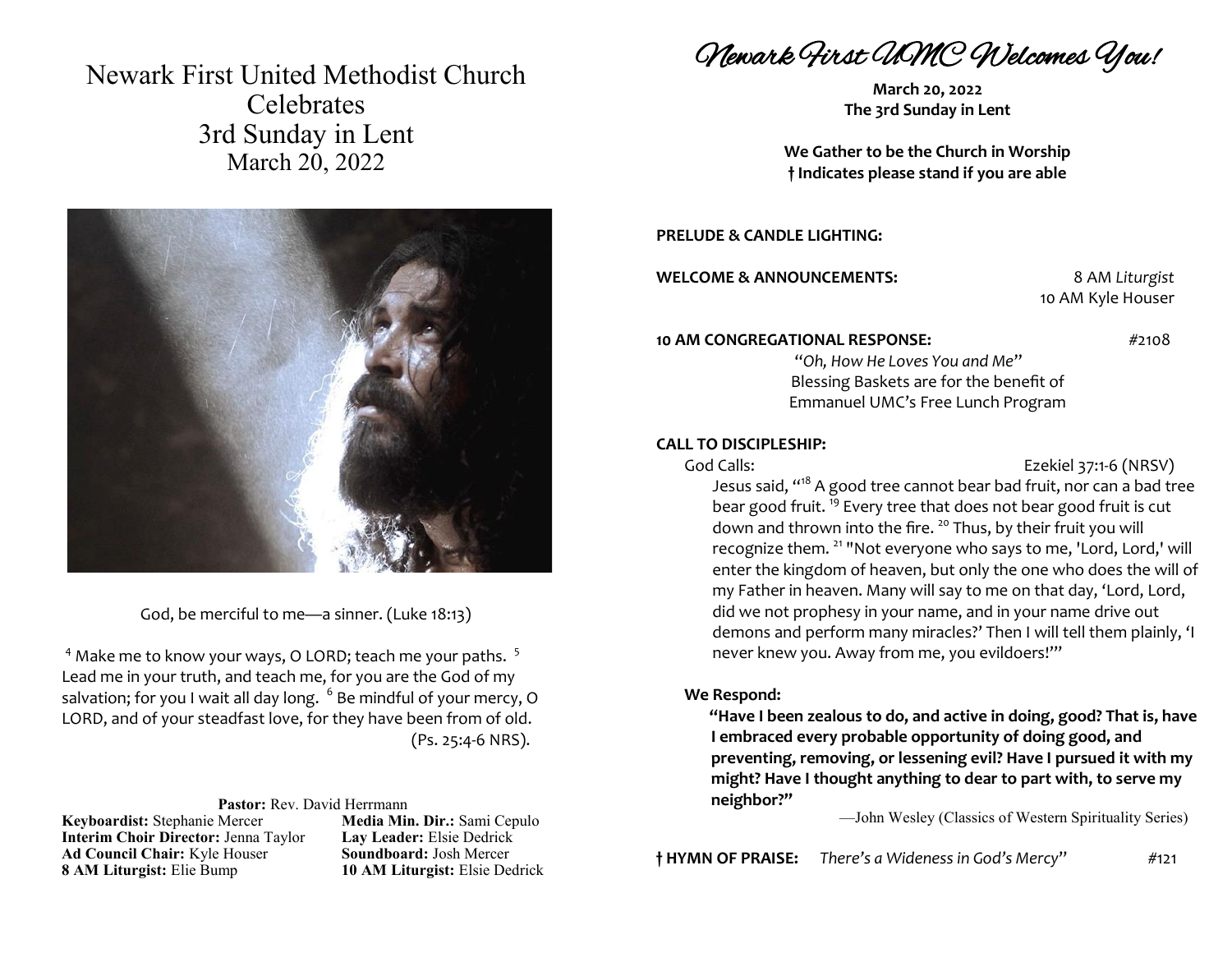# Newark First United Methodist Church Celebrates 3rd Sunday in Lent
March 20, 2022

God, be merciful to me—a sinner. (Luke 18:13)

[4] Make me to know your ways, O LORD; teach me your paths. [5] Lead me in your truth, and teach me, for you are the God of my salvation; for you I wait all day long. [6] Be mindful of your mercy, O LORD, and of your steadfast love, for they have been from of old. (Ps. 25:4-6 NRS).

**Pastor:** Rev. David Herrmann

**Keyboardist:** Stephanie Mercer
**Media Min. Dir.:** Sami Cepulo
**Interim Choir Director:** Jenna Taylor
**Lay Leader:** Elsie Dedrick
**Ad Council Chair:** Kyle Houser
**Soundboard:** Josh Mercer
**8 AM Liturgist:** Elie Bump
**10 AM Liturgist:** Elsie Dedrick

# *Newark First UMC Welcomes You!*

**March 20, 2022**
**The 3rd Sunday in Lent**

**We Gather to be the Church in Worship**
**† Indicates please stand if you are able**

**PRELUDE & CANDLE LIGHTING:**

**WELCOME & ANNOUNCEMENTS:** 8 AM *Liturgist*
10 AM Kyle Houser

**10 AM CONGREGATIONAL RESPONSE:** #2108
"*Oh, How He Loves You and Me*"
Blessing Baskets are for the benefit of Emmanuel UMC's Free Lunch Program

**CALL TO DISCIPLESHIP:**

God Calls: Ezekiel 37:1-6 (NRSV)

Jesus said, "[18] A good tree cannot bear bad fruit, nor can a bad tree bear good fruit. [19] Every tree that does not bear good fruit is cut down and thrown into the fire. [20] Thus, by their fruit you will recognize them. [21] "Not everyone who says to me, 'Lord, Lord,' will enter the kingdom of heaven, but only the one who does the will of my Father in heaven. Many will say to me on that day, 'Lord, Lord, did we not prophesy in your name, and in your name drive out demons and perform many miracles?' Then I will tell them plainly, 'I never knew you. Away from me, you evildoers!'"

**We Respond:**

**"Have I been zealous to do, and active in doing, good? That is, have I embraced every probable opportunity of doing good, and preventing, removing, or lessening evil? Have I pursued it with my might? Have I thought anything to dear to part with, to serve my neighbor?"**

—John Wesley (Classics of Western Spirituality Series)

**† HYMN OF PRAISE:** *There's a Wideness in God's Mercy"* #121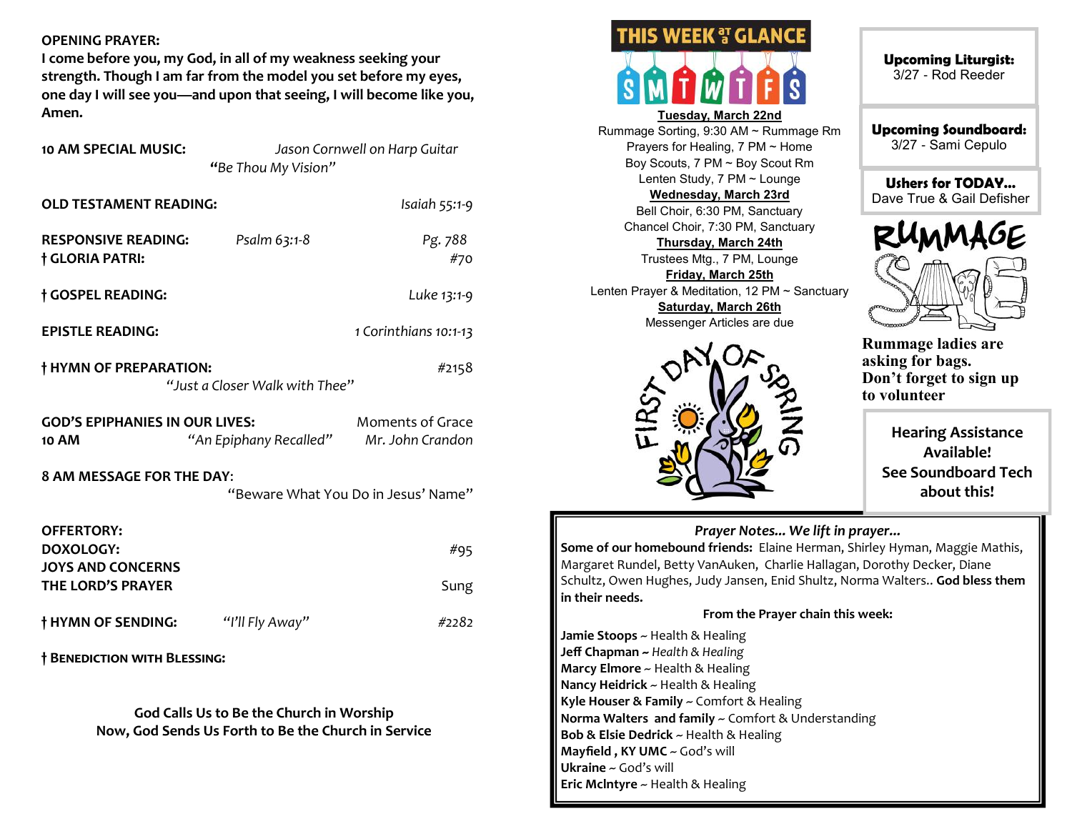**OPENING PRAYER:**
**I come before you, my God, in all of my weakness seeking your strength. Though I am far from the model you set before my eyes, one day I will see you—and upon that seeing, I will become like you, Amen.**

**10 AM SPECIAL MUSIC:** *Jason Cornwell on Harp Guitar*
*"Be Thou My Vision"*

**OLD TESTAMENT READING:** *Isaiah 55:1-9*

**RESPONSIVE READING:** *Psalm 63:1-8* *Pg. 788*
**† GLORIA PATRI:** *#70*

**† GOSPEL READING:** *Luke 13:1-9*

**EPISTLE READING:** *1 Corinthians 10:1-13*

**† HYMN OF PREPARATION:** *#2158*
*"Just a Closer Walk with Thee"*

**GOD'S EPIPHANIES IN OUR LIVES:** Moments of Grace
**10 AM** *"An Epiphany Recalled"* Mr. John Crandon

**8 AM MESSAGE FOR THE DAY:**
"Beware What You Do in Jesus' Name"

**OFFERTORY:**
**DOXOLOGY:** *#95*
**JOYS AND CONCERNS**
**THE LORD'S PRAYER** Sung

**† HYMN OF SENDING:** *"I'll Fly Away"* *#2282*

**† BENEDICTION WITH BLESSING:**

**God Calls Us to Be the Church in Worship**
**Now, God Sends Us Forth to Be the Church in Service**

## THIS WEEK at a GLANCE

S M T W T F S

**Tuesday, March 22nd**
Rummage Sorting, 9:30 AM ~ Rummage Rm
Prayers for Healing, 7 PM ~ Home
Boy Scouts, 7 PM ~ Boy Scout Rm
Lenten Study, 7 PM ~ Lounge

**Wednesday, March 23rd**
Bell Choir, 6:30 PM, Sanctuary
Chancel Choir, 7:30 PM, Sanctuary

**Thursday, March 24th**
Trustees Mtg., 7 PM, Lounge

**Friday, March 25th**
Lenten Prayer & Meditation, 12 PM ~ Sanctuary

**Saturday, March 26th**
Messenger Articles are due

FIRST DAY OF SPRING

**Upcoming Liturgist:**
3/27 - Rod Reeder

**Upcoming Soundboard:**
3/27 - Sami Cepulo

**Ushers for TODAY...**
Dave True & Gail Defisher

RUMMAGE SALE

**Rummage ladies are asking for bags. Don't forget to sign up to volunteer**

**Hearing Assistance Available! See Soundboard Tech about this!**

*Prayer Notes... We lift in prayer...*

**Some of our homebound friends:** Elaine Herman, Shirley Hyman, Maggie Mathis, Margaret Rundel, Betty VanAuken, Charlie Hallagan, Dorothy Decker, Diane Schultz, Owen Hughes, Judy Jansen, Enid Shultz, Norma Walters.. **God bless them in their needs.**

**From the Prayer chain this week:**

**Jamie Stoops** ~ Health & Healing
**Jeff Chapman ~** *Health & Healing*
**Marcy Elmore** ~ Health & Healing
**Nancy Heidrick** ~ Health & Healing
**Kyle Houser & Family** ~ Comfort & Healing
**Norma Walters and family** ~ Comfort & Understanding
**Bob & Elsie Dedrick** ~ Health & Healing
**Mayfield , KY UMC** ~ God's will
**Ukraine** ~ God's will
**Eric McIntyre** ~ Health & Healing